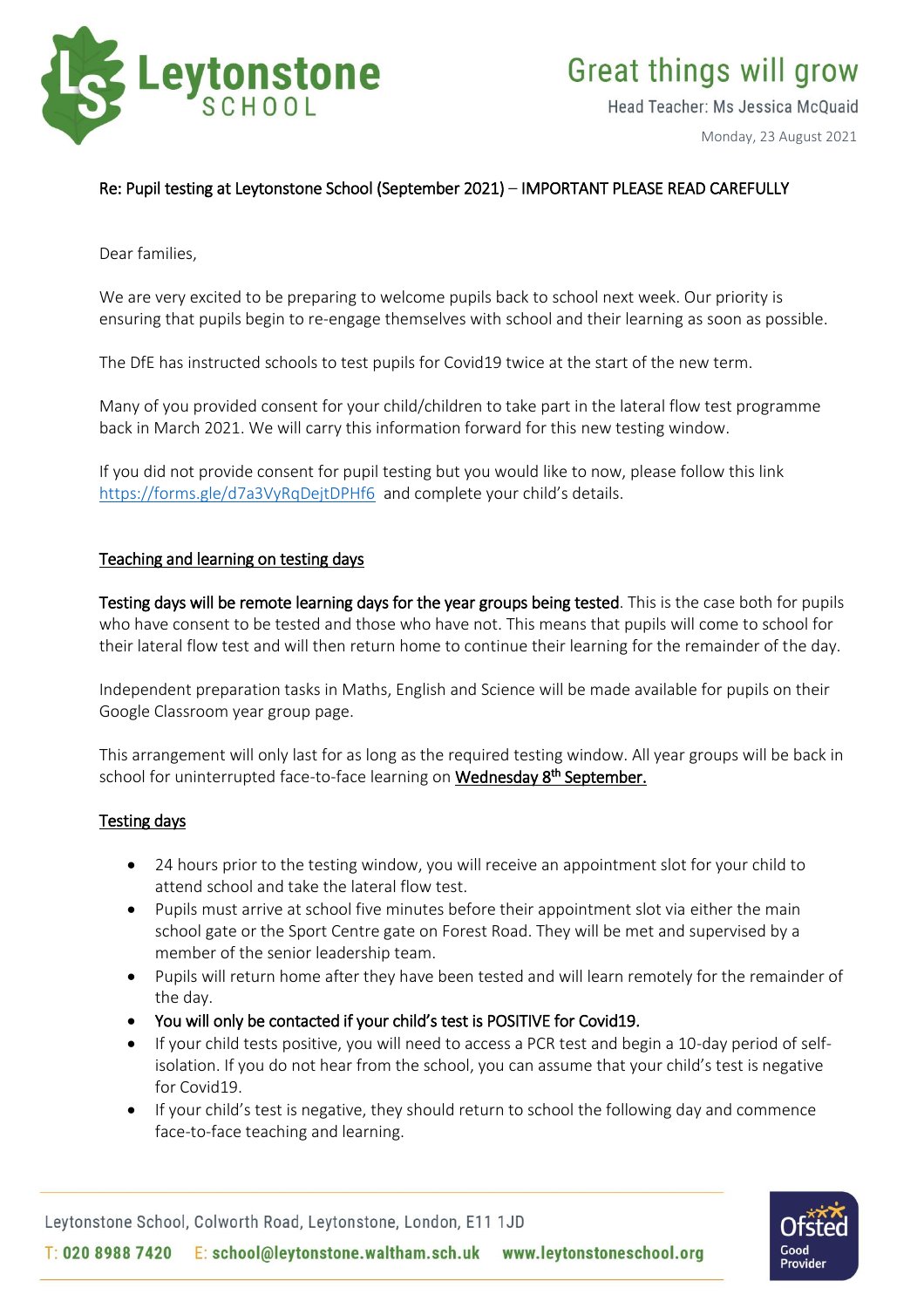Leytonstone SCHOOL

Great things will grow

Head Teacher: Ms Jessica McQuaid

Monday, 23 August 2021

Re: Pupil testing at Leytonstone School (September 2021) – IMPORTANT PLEASE READ CAREFULLY

Dear families,

We are very excited to be preparing to welcome pupils back to school next week. Our priority is ensuring that pupils begin to re-engage themselves with school and their learning as soon as possible.

The DfE has instructed schools to test pupils for Covid19 twice at the start of the new term.

Many of you provided consent for your child/children to take part in the lateral flow test programme back in March 2021. We will carry this information forward for this new testing window.

If you did not provide consent for pupil testing but you would like to now, please follow this link https://forms.gle/d7a3VyRqDejtDPHf6 and complete your child's details.

## Teaching and learning on testing days

**Testing days will be remote learning days for the year groups being tested**. This is the case both for pupils who have consent to be tested and those who have not. This means that pupils will come to school for their lateral flow test and will then return home to continue their learning for the remainder of the day.

Independent preparation tasks in Maths, English and Science will be made available for pupils on their Google Classroom year group page.

This arrangement will only last for as long as the required testing window. All year groups will be back in school for uninterrupted face-to-face learning on **Wednesday 8th September.**

## Testing days

- 24 hours prior to the testing window, you will receive an appointment slot for your child to attend school and take the lateral flow test.
- Pupils must arrive at school five minutes before their appointment slot via either the main school gate or the Sport Centre gate on Forest Road. They will be met and supervised by a member of the senior leadership team.
- Pupils will return home after they have been tested and will learn remotely for the remainder of the day.
- **You will only be contacted if your child's test is POSITIVE for Covid19.**
- If your child tests positive, you will need to access a PCR test and begin a 10-day period of self-isolation. If you do not hear from the school, you can assume that your child's test is negative for Covid19.
- If your child's test is negative, they should return to school the following day and commence face-to-face teaching and learning.

Leytonstone School, Colworth Road, Leytonstone, London, E11 1JD

T: 020 8988 7420 E: school@leytonstone.waltham.sch.uk www.leytonstoneschool.org

Ofsted Good Provider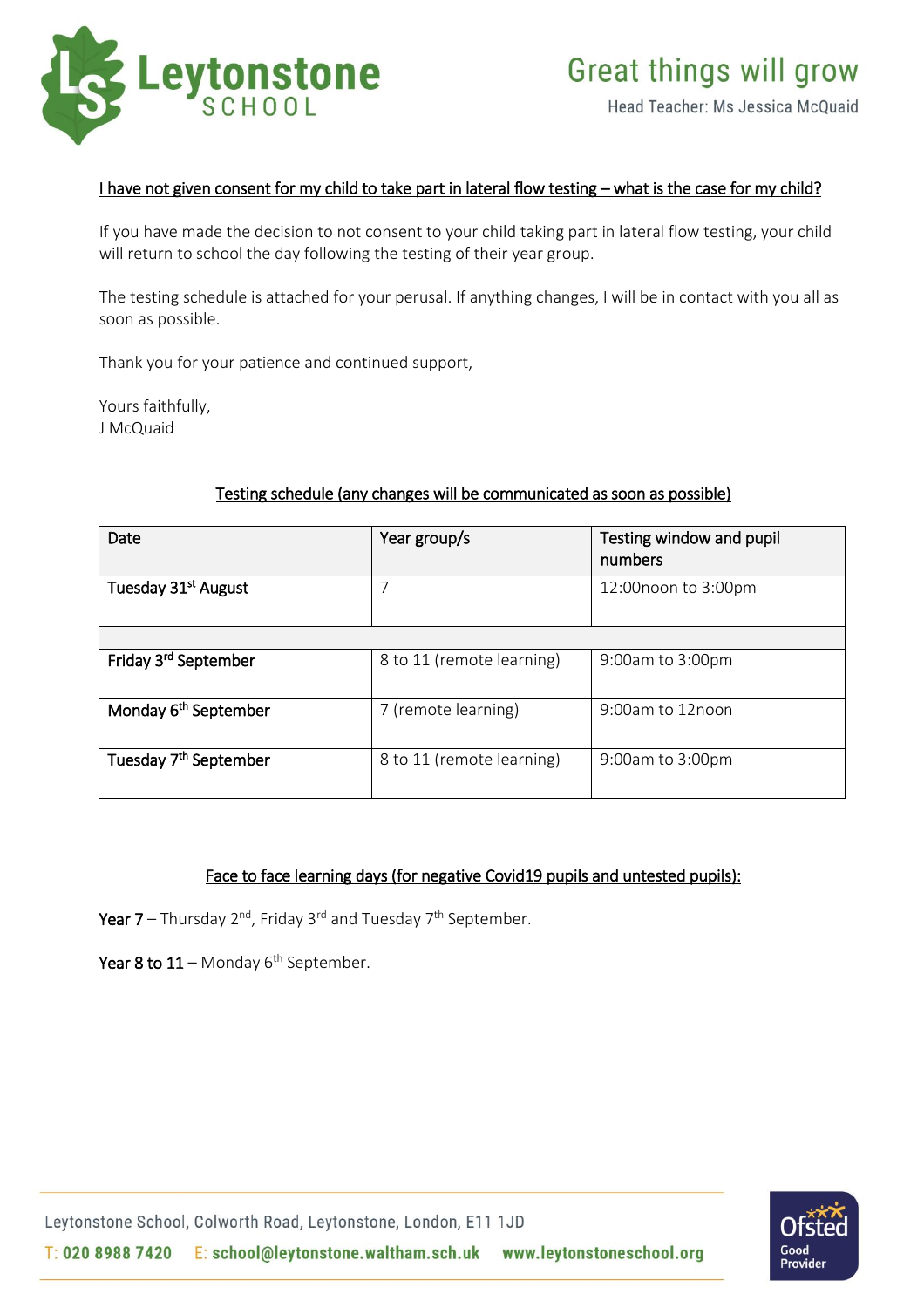<u>I have not given consent for my child to take part in lateral flow testing – what is the case for my child?</u>

If you have made the decision to not consent to your child taking part in lateral flow testing, your child will return to school the day following the testing of their year group.

The testing schedule is attached for your perusal. If anything changes, I will be in contact with you all as soon as possible.

Thank you for your patience and continued support,

Yours faithfully,
J McQuaid

<u>Testing schedule (any changes will be communicated as soon as possible)</u>

| Date | Year group/s | Testing window and pupil numbers |
|---|---|---|
| Tuesday 31st August | 7 | 12:00noon to 3:00pm |
| | | |
| Friday 3rd September | 8 to 11 (remote learning) | 9:00am to 3:00pm |
| Monday 6th September | 7 (remote learning) | 9:00am to 12noon |
| Tuesday 7th September | 8 to 11 (remote learning) | 9:00am to 3:00pm |

<u>Face to face learning days (for negative Covid19 pupils and untested pupils):</u>

Year 7 – Thursday 2nd, Friday 3rd and Tuesday 7th September.

Year 8 to 11 – Monday 6th September.